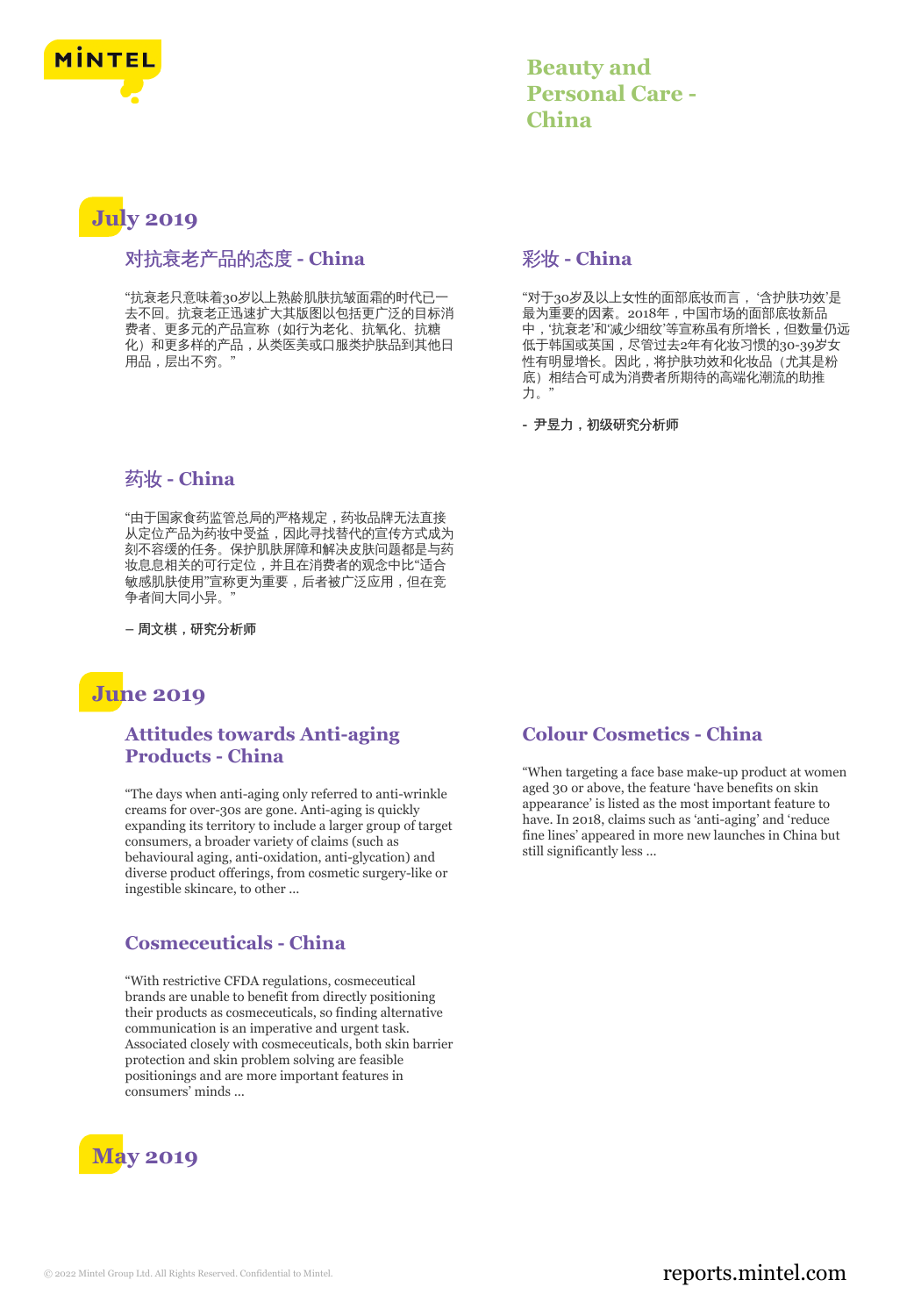# Beauty and Personal Care - China

## July 2019

### 对抗衰老产品的态度 - China

“抗衰老只意味着30岁以上熟龄肌肤抗皱面霜的时代已一去不回。抗衰老正迅速扩大其版图以包括更广泛的目标消费者、更多元的产品宣称（如行为老化、抗氧化、抗糖化）和更多样的产品，从类医美或口服类护肤品到其他日用品，层出不穷。”

### 彩妆 - China

“对于30岁及以上女性的面部底妆而言，‘含护肤功效’是最为重要的因素。2018年，中国市场的面部底妆新品中，‘抗衰老’和‘减少细纹’等宣称虽有所增长，但数量仍远低于韩国或英国，尽管过去2年有化妆习惯的30-39岁女性有明显增长。因此，将护肤功效和化妆品（尤其是粉底）相结合可成为消费者所期待的高端化潮流的助推力。”

**- 尹昱力，初级研究分析师**

### 药妆 - China

“由于国家食药监管总局的严格规定，药妆品牌无法直接从定位产品为药妆中受益，因此寻找替代的宣传方式成为刻不容缓的任务。保护肌肤屏障和解决皮肤问题都是与药妆息息相关的可行定位，并且在消费者的观念中比“适合敏感肌肤使用”宣称更为重要，后者被广泛应用，但在竞争者间大同小异。”

**– 周文棋，研究分析师**

## June 2019

### Attitudes towards Anti-aging Products - China

“The days when anti-aging only referred to anti-wrinkle creams for over-30s are gone. Anti-aging is quickly expanding its territory to include a larger group of target consumers, a broader variety of claims (such as behavioural aging, anti-oxidation, anti-glycation) and diverse product offerings, from cosmetic surgery-like or ingestible skincare, to other ...

### Colour Cosmetics - China

“When targeting a face base make-up product at women aged 30 or above, the feature ‘have benefits on skin appearance’ is listed as the most important feature to have. In 2018, claims such as ‘anti-aging’ and ‘reduce fine lines’ appeared in more new launches in China but still significantly less ...

### Cosmeceuticals - China

“With restrictive CFDA regulations, cosmeceutical brands are unable to benefit from directly positioning their products as cosmeceuticals, so finding alternative communication is an imperative and urgent task. Associated closely with cosmeceuticals, both skin barrier protection and skin problem solving are feasible positionings and are more important features in consumers’ minds ...

## May 2019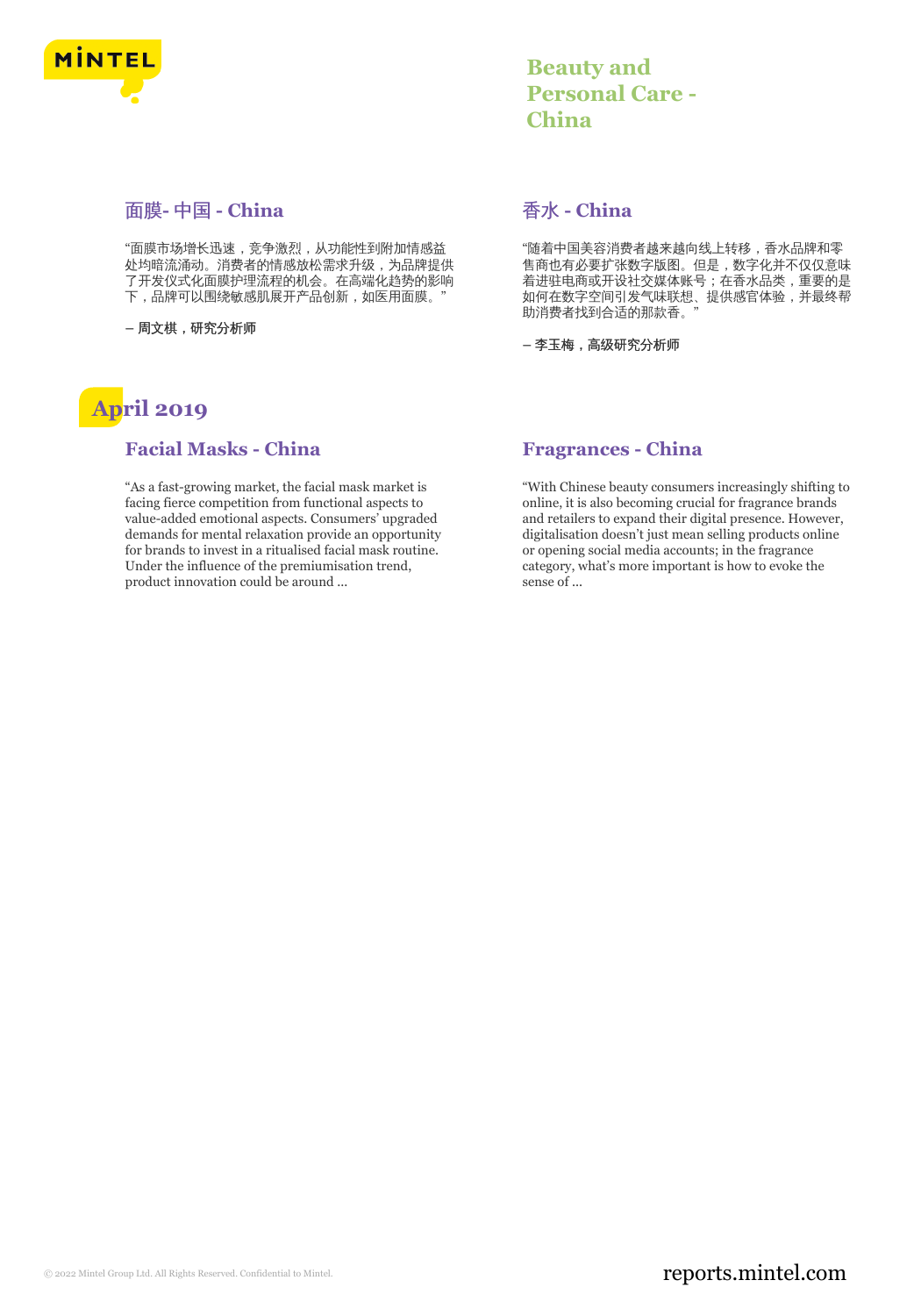## 面膜- 中国 - China

"面膜市场增长迅速，竞争激烈，从功能性到附加情感益处均暗流涌动。消费者的情感放松需求升级，为品牌提供了开发仪式化面膜护理流程的机会。在高端化趋势的影响下，品牌可以围绕敏感肌展开产品创新，如医用面膜。"

**– 周文棋，研究分析师**

## 香水 - China

"随着中国美容消费者越来越向线上转移，香水品牌和零售商也有必要扩张数字版图。但是，数字化并不仅仅意味着进驻电商或开设社交媒体账号；在香水品类，重要的是如何在数字空间引发气味联想、提供感官体验，并最终帮助消费者找到合适的那款香。"

**– 李玉梅，高级研究分析师**

# April 2019

## Facial Masks - China

"As a fast-growing market, the facial mask market is facing fierce competition from functional aspects to value-added emotional aspects. Consumers' upgraded demands for mental relaxation provide an opportunity for brands to invest in a ritualised facial mask routine. Under the influence of the premiumisation trend, product innovation could be around ...

## Fragrances - China

"With Chinese beauty consumers increasingly shifting to online, it is also becoming crucial for fragrance brands and retailers to expand their digital presence. However, digitalisation doesn't just mean selling products online or opening social media accounts; in the fragrance category, what's more important is how to evoke the sense of ...